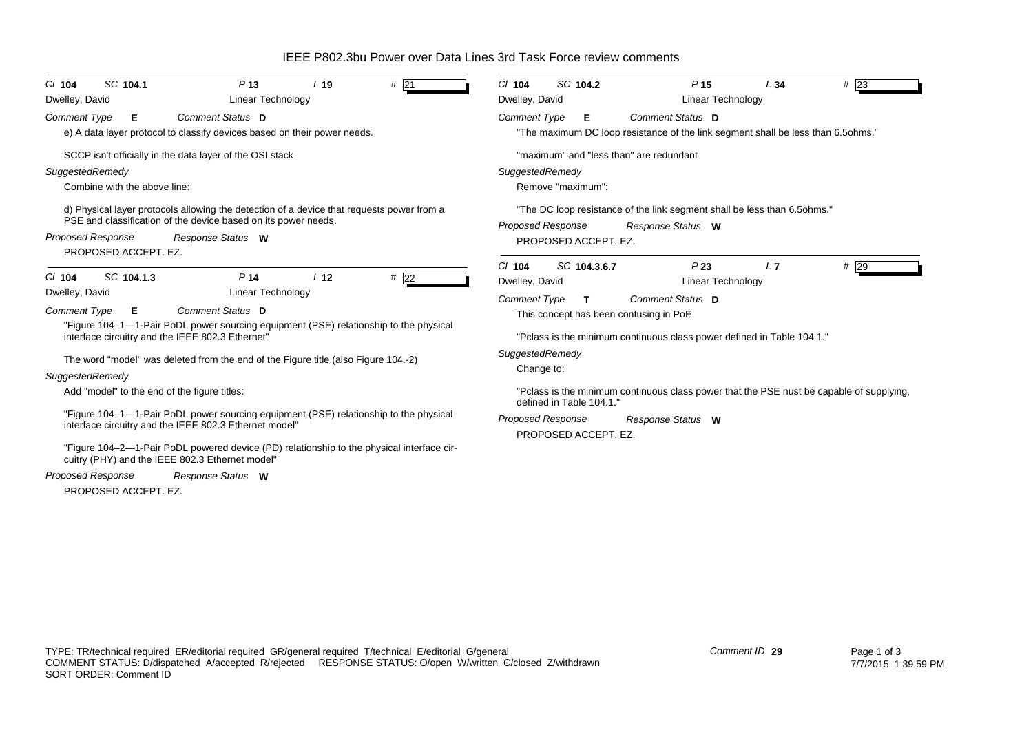# IEEE P802.3bu Power over Data Lines 3rd Task Force review comments

**Cl** 104 **SC** 104.1 **P** 13 **L** 19 **#** 21

Dwelley, David — Linear Technology

*Comment Type* **E** *Comment Status* **D**

e) A data layer protocol to classify devices based on their power needs.

SCCP isn't officially in the data layer of the OSI stack

*SuggestedRemedy*

Combine with the above line:

d) Physical layer protocols allowing the detection of a device that requests power from a PSE and classification of the device based on its power needs.

*Proposed Response* *Response Status* **W**

PROPOSED ACCEPT. EZ.

---

**Cl** 104 **SC** 104.1.3 **P** 14 **L** 12 **#** 22

Dwelley, David — Linear Technology

*Comment Type* **E** *Comment Status* **D**

"Figure 104–1—1-Pair PoDL power sourcing equipment (PSE) relationship to the physical interface circuitry and the IEEE 802.3 Ethernet"

The word "model" was deleted from the end of the Figure title (also Figure 104.-2)

*SuggestedRemedy*

Add "model" to the end of the figure titles:

"Figure 104–1—1-Pair PoDL power sourcing equipment (PSE) relationship to the physical interface circuitry and the IEEE 802.3 Ethernet model"

"Figure 104–2—1-Pair PoDL powered device (PD) relationship to the physical interface circuitry (PHY) and the IEEE 802.3 Ethernet model"

*Proposed Response* *Response Status* **W**

PROPOSED ACCEPT. EZ.

---

**Cl** 104 **SC** 104.2 **P** 15 **L** 34 **#** 23

Dwelley, David — Linear Technology

*Comment Type* **E** *Comment Status* **D**

"The maximum DC loop resistance of the link segment shall be less than 6.5ohms."

"maximum" and "less than" are redundant

*SuggestedRemedy*

Remove "maximum":

"The DC loop resistance of the link segment shall be less than 6.5ohms."

*Proposed Response* *Response Status* **W**

PROPOSED ACCEPT. EZ.

---

**Cl** 104 **SC** 104.3.6.7 **P** 23 **L** 7 **#** 29

Dwelley, David — Linear Technology

*Comment Type* **T** *Comment Status* **D**

This concept has been confusing in PoE:

"Pclass is the minimum continuous class power defined in Table 104.1."

*SuggestedRemedy*

Change to:

"Pclass is the minimum continuous class power that the PSE nust be capable of supplying, defined in Table 104.1."

*Proposed Response* *Response Status* **W**

PROPOSED ACCEPT. EZ.

---

TYPE: TR/technical required ER/editorial required GR/general required T/technical E/editorial G/general
COMMENT STATUS: D/dispatched A/accepted R/rejected RESPONSE STATUS: O/open W/written C/closed Z/withdrawn
SORT ORDER: Comment ID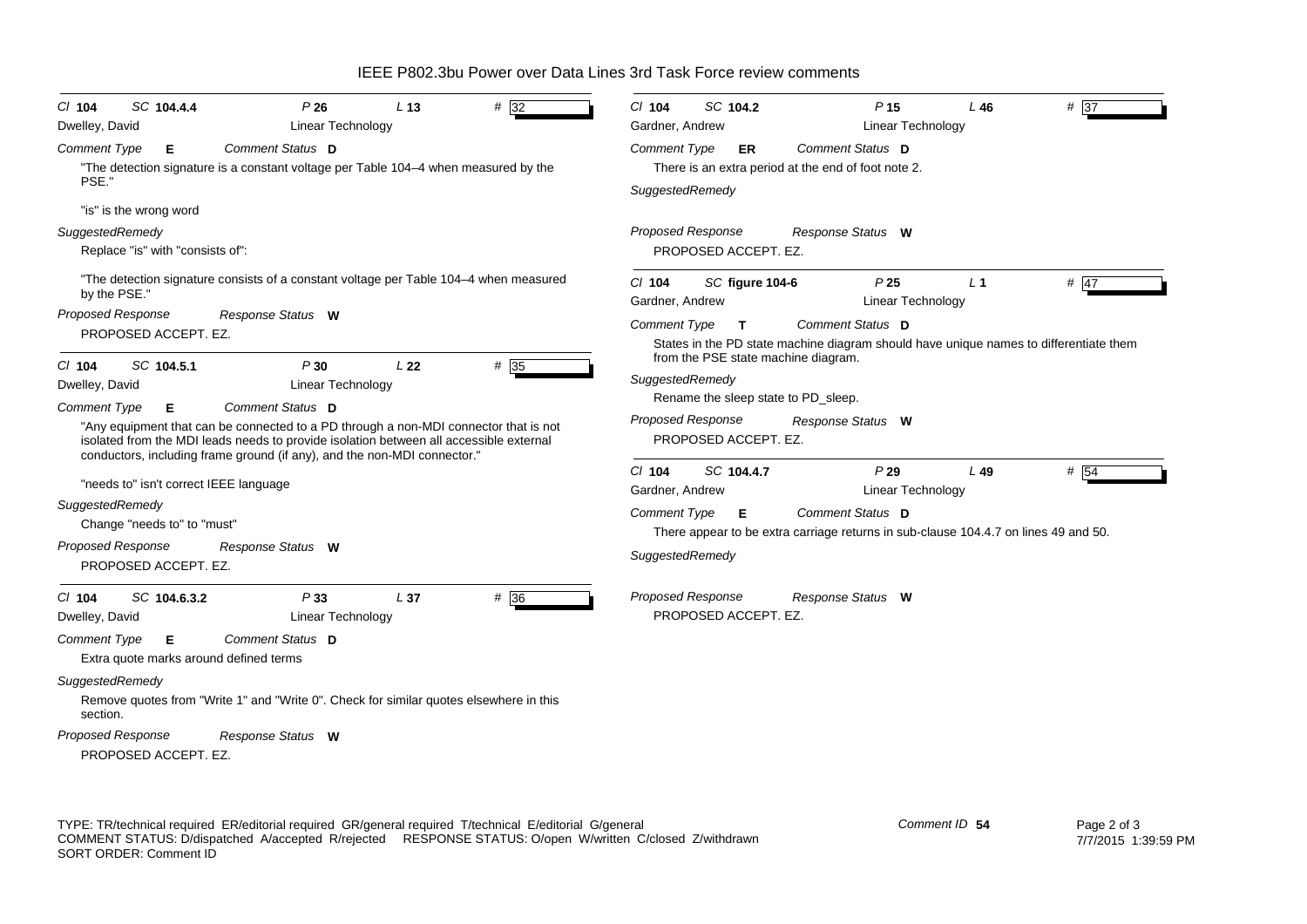# IEEE P802.3bu Power over Data Lines 3rd Task Force review comments

---

**Cl** 104 **SC** 104.4.4 **P** 26 **L** 13 **#** 32
Dwelley, David — Linear Technology

*Comment Type* **E** *Comment Status* **D**

"The detection signature is a constant voltage per Table 104–4 when measured by the PSE."

"is" is the wrong word

*SuggestedRemedy*

Replace "is" with "consists of":

"The detection signature consists of a constant voltage per Table 104–4 when measured by the PSE."

*Proposed Response* *Response Status* **W**

PROPOSED ACCEPT. EZ.

---

**Cl** 104 **SC** 104.5.1 **P** 30 **L** 22 **#** 35
Dwelley, David — Linear Technology

*Comment Type* **E** *Comment Status* **D**

"Any equipment that can be connected to a PD through a non-MDI connector that is not isolated from the MDI leads needs to provide isolation between all accessible external conductors, including frame ground (if any), and the non-MDI connector."

"needs to" isn't correct IEEE language

*SuggestedRemedy*

Change "needs to" to "must"

*Proposed Response* *Response Status* **W**

PROPOSED ACCEPT. EZ.

---

**Cl** 104 **SC** 104.6.3.2 **P** 33 **L** 37 **#** 36
Dwelley, David — Linear Technology

*Comment Type* **E** *Comment Status* **D**

Extra quote marks around defined terms

*SuggestedRemedy*

Remove quotes from "Write 1" and "Write 0". Check for similar quotes elsewhere in this section.

*Proposed Response* *Response Status* **W**

PROPOSED ACCEPT. EZ.

---

**Cl** 104 **SC** 104.2 **P** 15 **L** 46 **#** 37
Gardner, Andrew — Linear Technology

*Comment Type* **ER** *Comment Status* **D**

There is an extra period at the end of foot note 2.

*SuggestedRemedy*

*Proposed Response* *Response Status* **W**

PROPOSED ACCEPT. EZ.

---

**Cl** 104 **SC** figure 104-6 **P** 25 **L** 1 **#** 47
Gardner, Andrew — Linear Technology

*Comment Type* **T** *Comment Status* **D**

States in the PD state machine diagram should have unique names to differentiate them from the PSE state machine diagram.

*SuggestedRemedy*

Rename the sleep state to PD_sleep.

*Proposed Response* *Response Status* **W**

PROPOSED ACCEPT. EZ.

---

**Cl** 104 **SC** 104.4.7 **P** 29 **L** 49 **#** 54
Gardner, Andrew — Linear Technology

*Comment Type* **E** *Comment Status* **D**

There appear to be extra carriage returns in sub-clause 104.4.7 on lines 49 and 50.

*SuggestedRemedy*

*Proposed Response* *Response Status* **W**

PROPOSED ACCEPT. EZ.

---

TYPE: TR/technical required ER/editorial required GR/general required T/technical E/editorial G/general
COMMENT STATUS: D/dispatched A/accepted R/rejected RESPONSE STATUS: O/open W/written C/closed Z/withdrawn
SORT ORDER: Comment ID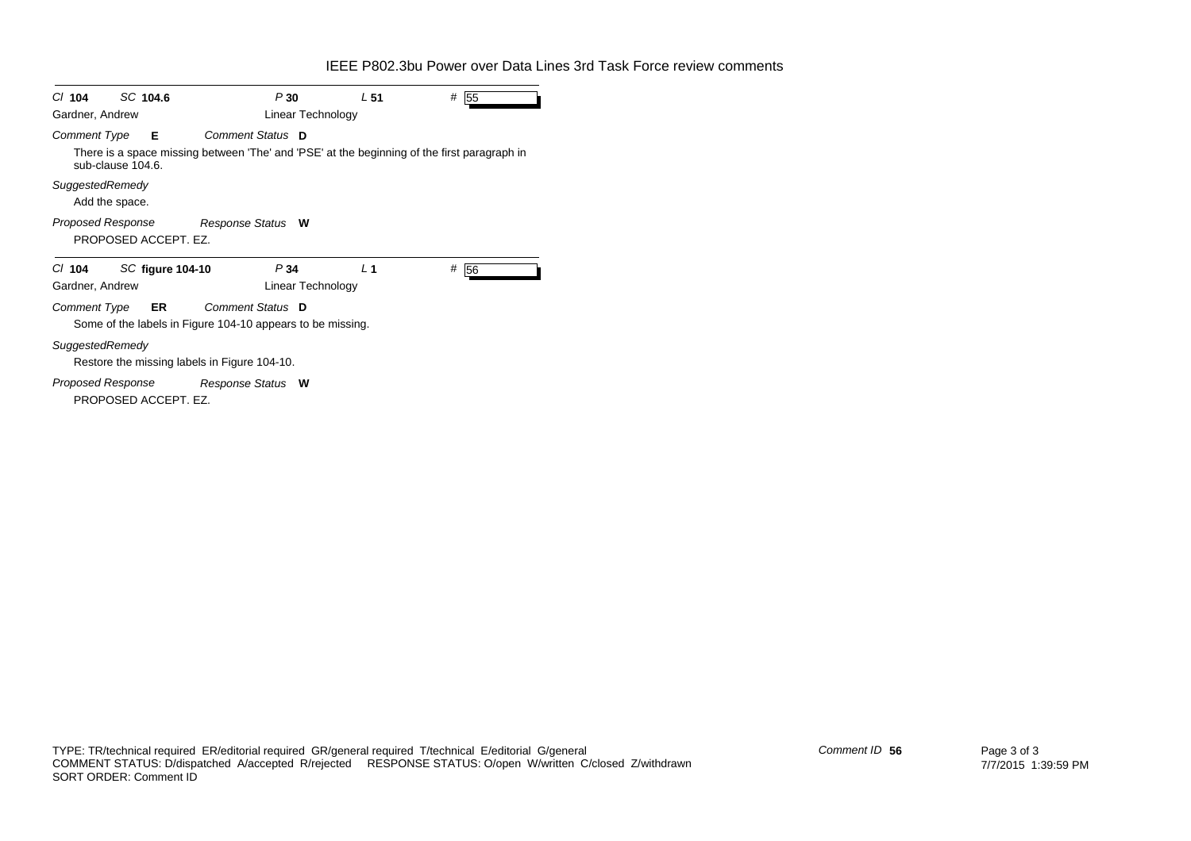| *Cl* **104** | *SC* **104.6** | *P* **30** | *L* **51** | # 55 |
|---|---|---|---|---|
| Gardner, Andrew | | Linear Technology | | |

*Comment Type* **E** *Comment Status* **D**

There is a space missing between 'The' and 'PSE' at the beginning of the first paragraph in sub-clause 104.6.

*SuggestedRemedy*

Add the space.

*Proposed Response* *Response Status* **W**

PROPOSED ACCEPT. EZ.

| *Cl* **104** | *SC* **figure 104-10** | *P* **34** | *L* **1** | # 56 |
|---|---|---|---|---|
| Gardner, Andrew | | Linear Technology | | |

*Comment Type* **ER** *Comment Status* **D**

Some of the labels in Figure 104-10 appears to be missing.

*SuggestedRemedy*

Restore the missing labels in Figure 104-10.

*Proposed Response* *Response Status* **W**

PROPOSED ACCEPT. EZ.

TYPE: TR/technical required ER/editorial required GR/general required T/technical E/editorial G/general
COMMENT STATUS: D/dispatched A/accepted R/rejected RESPONSE STATUS: O/open W/written C/closed Z/withdrawn
SORT ORDER: Comment ID